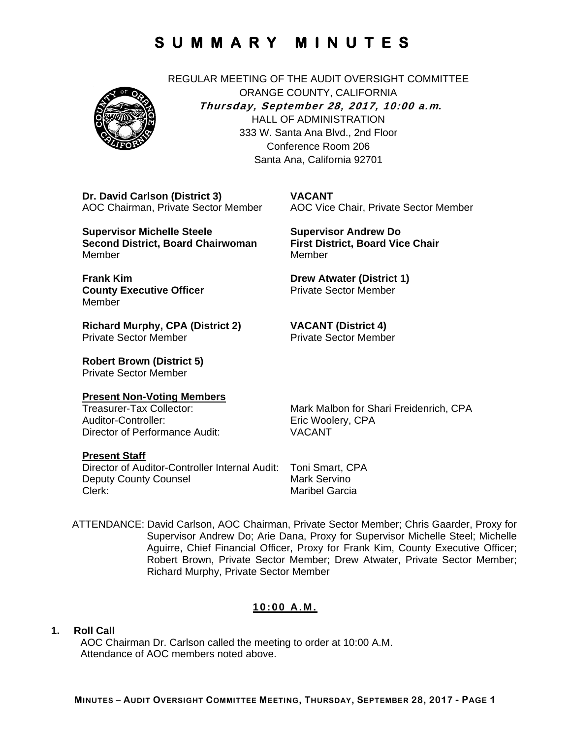# SUMMARY MINUTES

REGULAR MEETING OF THE AUDIT OVERSIGHT COMMITTEE
ORANGE COUNTY, CALIFORNIA
***Thursday, September 28, 2017, 10:00 a.m.***
HALL OF ADMINISTRATION
333 W. Santa Ana Blvd., 2nd Floor
Conference Room 206
Santa Ana, California 92701

**Dr. David Carlson (District 3)**
AOC Chairman, Private Sector Member

**VACANT**
AOC Vice Chair, Private Sector Member

**Supervisor Michelle Steele**
**Second District, Board Chairwoman**
Member

**Supervisor Andrew Do**
**First District, Board Vice Chair**
Member

**Frank Kim**
**County Executive Officer**
Member

**Drew Atwater (District 1)**
Private Sector Member

**Richard Murphy, CPA (District 2)**
Private Sector Member

**VACANT (District 4)**
Private Sector Member

**Robert Brown (District 5)**
Private Sector Member

**Present Non-Voting Members**

| | |
|---|---|
| Treasurer-Tax Collector: | Mark Malbon for Shari Freidenrich, CPA |
| Auditor-Controller: | Eric Woolery, CPA |
| Director of Performance Audit: | VACANT |

**Present Staff**

| | |
|---|---|
| Director of Auditor-Controller Internal Audit: | Toni Smart, CPA |
| Deputy County Counsel | Mark Servino |
| Clerk: | Maribel Garcia |

ATTENDANCE: David Carlson, AOC Chairman, Private Sector Member; Chris Gaarder, Proxy for Supervisor Andrew Do; Arie Dana, Proxy for Supervisor Michelle Steel; Michelle Aguirre, Chief Financial Officer, Proxy for Frank Kim, County Executive Officer; Robert Brown, Private Sector Member; Drew Atwater, Private Sector Member; Richard Murphy, Private Sector Member

## 10:00 A.M.

**1. Roll Call**

AOC Chairman Dr. Carlson called the meeting to order at 10:00 A.M.
Attendance of AOC members noted above.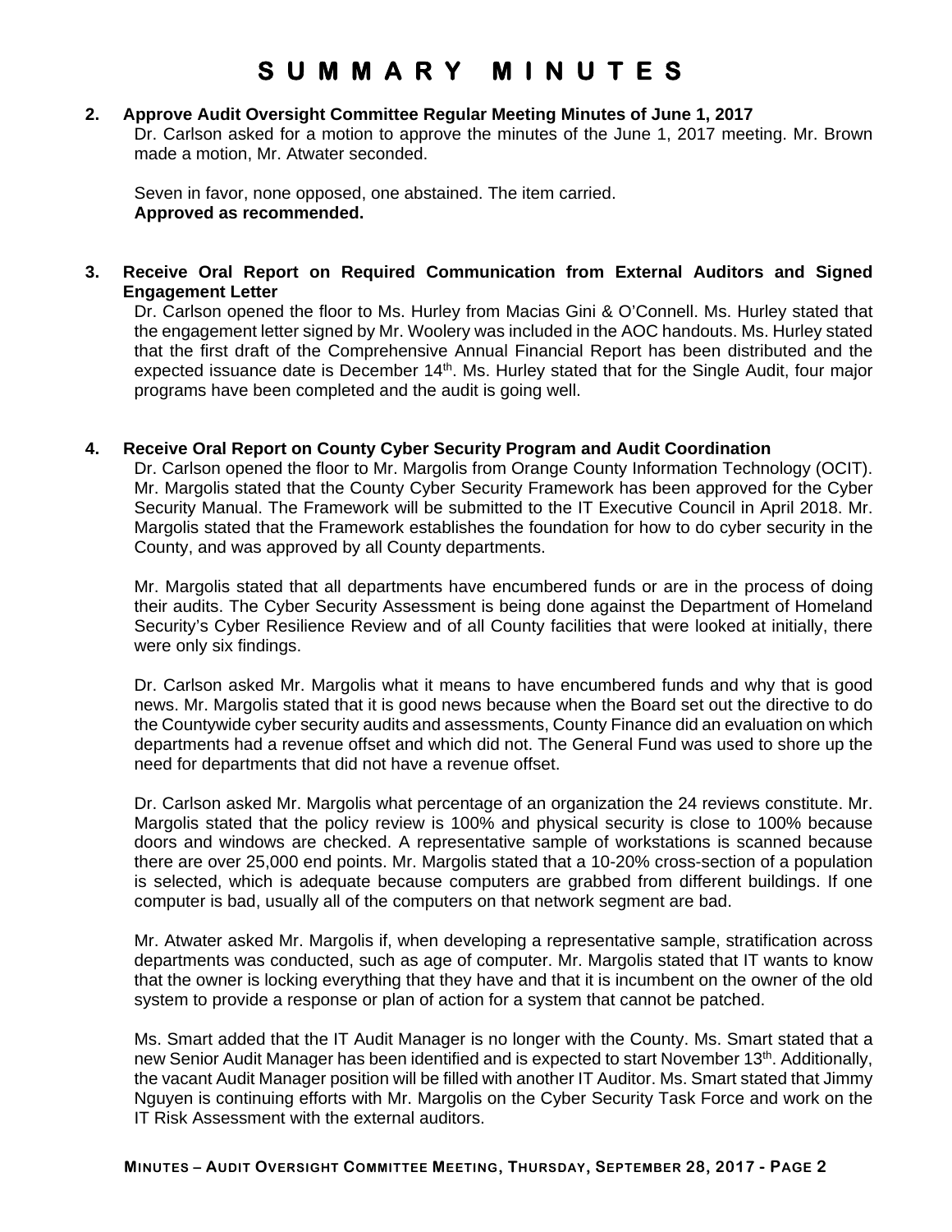# SUMMARY MINUTES

**2. Approve Audit Oversight Committee Regular Meeting Minutes of June 1, 2017**

Dr. Carlson asked for a motion to approve the minutes of the June 1, 2017 meeting. Mr. Brown made a motion, Mr. Atwater seconded.

Seven in favor, none opposed, one abstained. The item carried.
**Approved as recommended.**

**3. Receive Oral Report on Required Communication from External Auditors and Signed Engagement Letter**

Dr. Carlson opened the floor to Ms. Hurley from Macias Gini & O'Connell. Ms. Hurley stated that the engagement letter signed by Mr. Woolery was included in the AOC handouts. Ms. Hurley stated that the first draft of the Comprehensive Annual Financial Report has been distributed and the expected issuance date is December 14th. Ms. Hurley stated that for the Single Audit, four major programs have been completed and the audit is going well.

**4. Receive Oral Report on County Cyber Security Program and Audit Coordination**

Dr. Carlson opened the floor to Mr. Margolis from Orange County Information Technology (OCIT). Mr. Margolis stated that the County Cyber Security Framework has been approved for the Cyber Security Manual. The Framework will be submitted to the IT Executive Council in April 2018. Mr. Margolis stated that the Framework establishes the foundation for how to do cyber security in the County, and was approved by all County departments.

Mr. Margolis stated that all departments have encumbered funds or are in the process of doing their audits. The Cyber Security Assessment is being done against the Department of Homeland Security's Cyber Resilience Review and of all County facilities that were looked at initially, there were only six findings.

Dr. Carlson asked Mr. Margolis what it means to have encumbered funds and why that is good news. Mr. Margolis stated that it is good news because when the Board set out the directive to do the Countywide cyber security audits and assessments, County Finance did an evaluation on which departments had a revenue offset and which did not. The General Fund was used to shore up the need for departments that did not have a revenue offset.

Dr. Carlson asked Mr. Margolis what percentage of an organization the 24 reviews constitute. Mr. Margolis stated that the policy review is 100% and physical security is close to 100% because doors and windows are checked. A representative sample of workstations is scanned because there are over 25,000 end points. Mr. Margolis stated that a 10-20% cross-section of a population is selected, which is adequate because computers are grabbed from different buildings. If one computer is bad, usually all of the computers on that network segment are bad.

Mr. Atwater asked Mr. Margolis if, when developing a representative sample, stratification across departments was conducted, such as age of computer. Mr. Margolis stated that IT wants to know that the owner is locking everything that they have and that it is incumbent on the owner of the old system to provide a response or plan of action for a system that cannot be patched.

Ms. Smart added that the IT Audit Manager is no longer with the County. Ms. Smart stated that a new Senior Audit Manager has been identified and is expected to start November 13th. Additionally, the vacant Audit Manager position will be filled with another IT Auditor. Ms. Smart stated that Jimmy Nguyen is continuing efforts with Mr. Margolis on the Cyber Security Task Force and work on the IT Risk Assessment with the external auditors.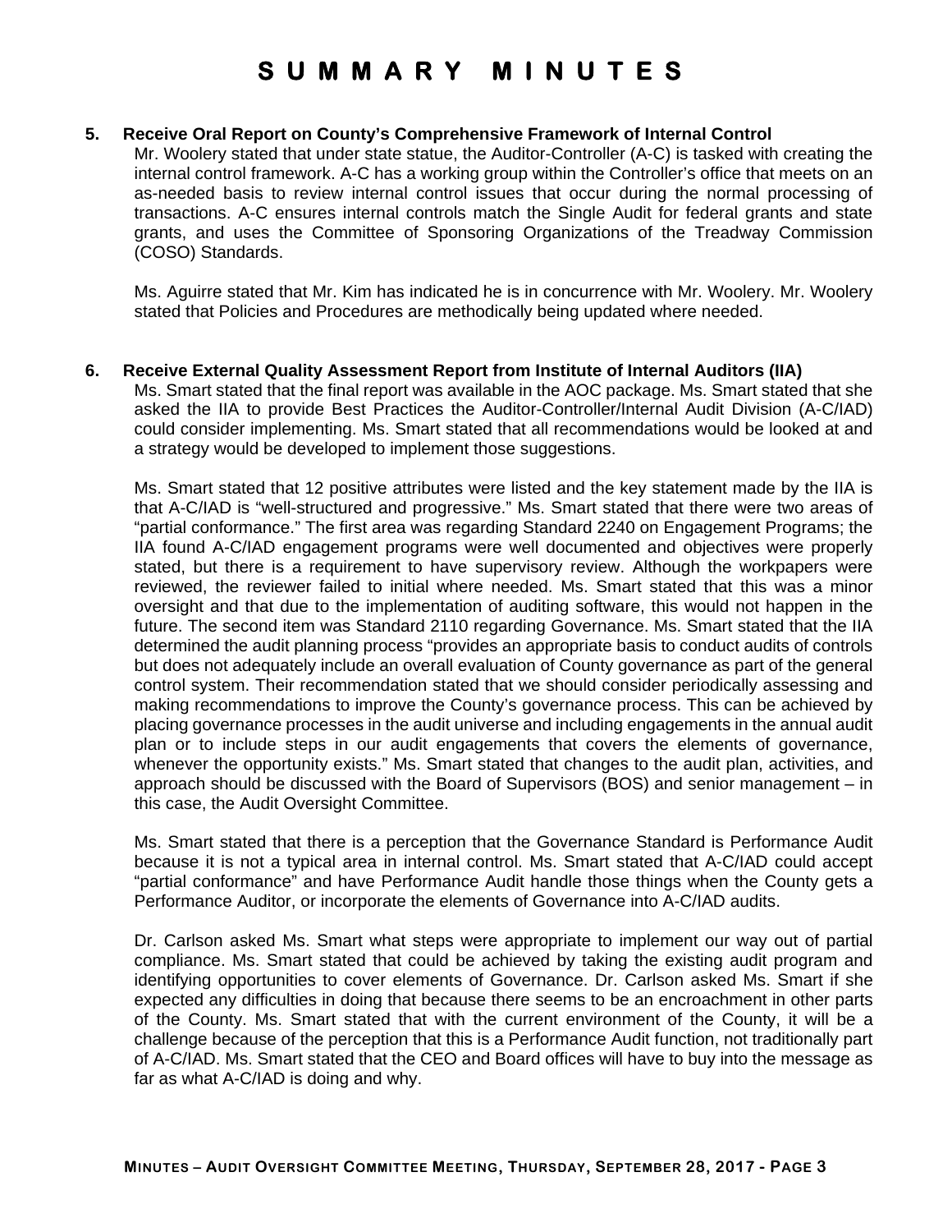# SUMMARY MINUTES

**5. Receive Oral Report on County's Comprehensive Framework of Internal Control**

Mr. Woolery stated that under state statue, the Auditor-Controller (A-C) is tasked with creating the internal control framework. A-C has a working group within the Controller's office that meets on an as-needed basis to review internal control issues that occur during the normal processing of transactions. A-C ensures internal controls match the Single Audit for federal grants and state grants, and uses the Committee of Sponsoring Organizations of the Treadway Commission (COSO) Standards.

Ms. Aguirre stated that Mr. Kim has indicated he is in concurrence with Mr. Woolery. Mr. Woolery stated that Policies and Procedures are methodically being updated where needed.

**6. Receive External Quality Assessment Report from Institute of Internal Auditors (IIA)**

Ms. Smart stated that the final report was available in the AOC package. Ms. Smart stated that she asked the IIA to provide Best Practices the Auditor-Controller/Internal Audit Division (A-C/IAD) could consider implementing. Ms. Smart stated that all recommendations would be looked at and a strategy would be developed to implement those suggestions.

Ms. Smart stated that 12 positive attributes were listed and the key statement made by the IIA is that A-C/IAD is "well-structured and progressive." Ms. Smart stated that there were two areas of "partial conformance." The first area was regarding Standard 2240 on Engagement Programs; the IIA found A-C/IAD engagement programs were well documented and objectives were properly stated, but there is a requirement to have supervisory review. Although the workpapers were reviewed, the reviewer failed to initial where needed. Ms. Smart stated that this was a minor oversight and that due to the implementation of auditing software, this would not happen in the future. The second item was Standard 2110 regarding Governance. Ms. Smart stated that the IIA determined the audit planning process "provides an appropriate basis to conduct audits of controls but does not adequately include an overall evaluation of County governance as part of the general control system. Their recommendation stated that we should consider periodically assessing and making recommendations to improve the County's governance process. This can be achieved by placing governance processes in the audit universe and including engagements in the annual audit plan or to include steps in our audit engagements that covers the elements of governance, whenever the opportunity exists." Ms. Smart stated that changes to the audit plan, activities, and approach should be discussed with the Board of Supervisors (BOS) and senior management – in this case, the Audit Oversight Committee.

Ms. Smart stated that there is a perception that the Governance Standard is Performance Audit because it is not a typical area in internal control. Ms. Smart stated that A-C/IAD could accept "partial conformance" and have Performance Audit handle those things when the County gets a Performance Auditor, or incorporate the elements of Governance into A-C/IAD audits.

Dr. Carlson asked Ms. Smart what steps were appropriate to implement our way out of partial compliance. Ms. Smart stated that could be achieved by taking the existing audit program and identifying opportunities to cover elements of Governance. Dr. Carlson asked Ms. Smart if she expected any difficulties in doing that because there seems to be an encroachment in other parts of the County. Ms. Smart stated that with the current environment of the County, it will be a challenge because of the perception that this is a Performance Audit function, not traditionally part of A-C/IAD. Ms. Smart stated that the CEO and Board offices will have to buy into the message as far as what A-C/IAD is doing and why.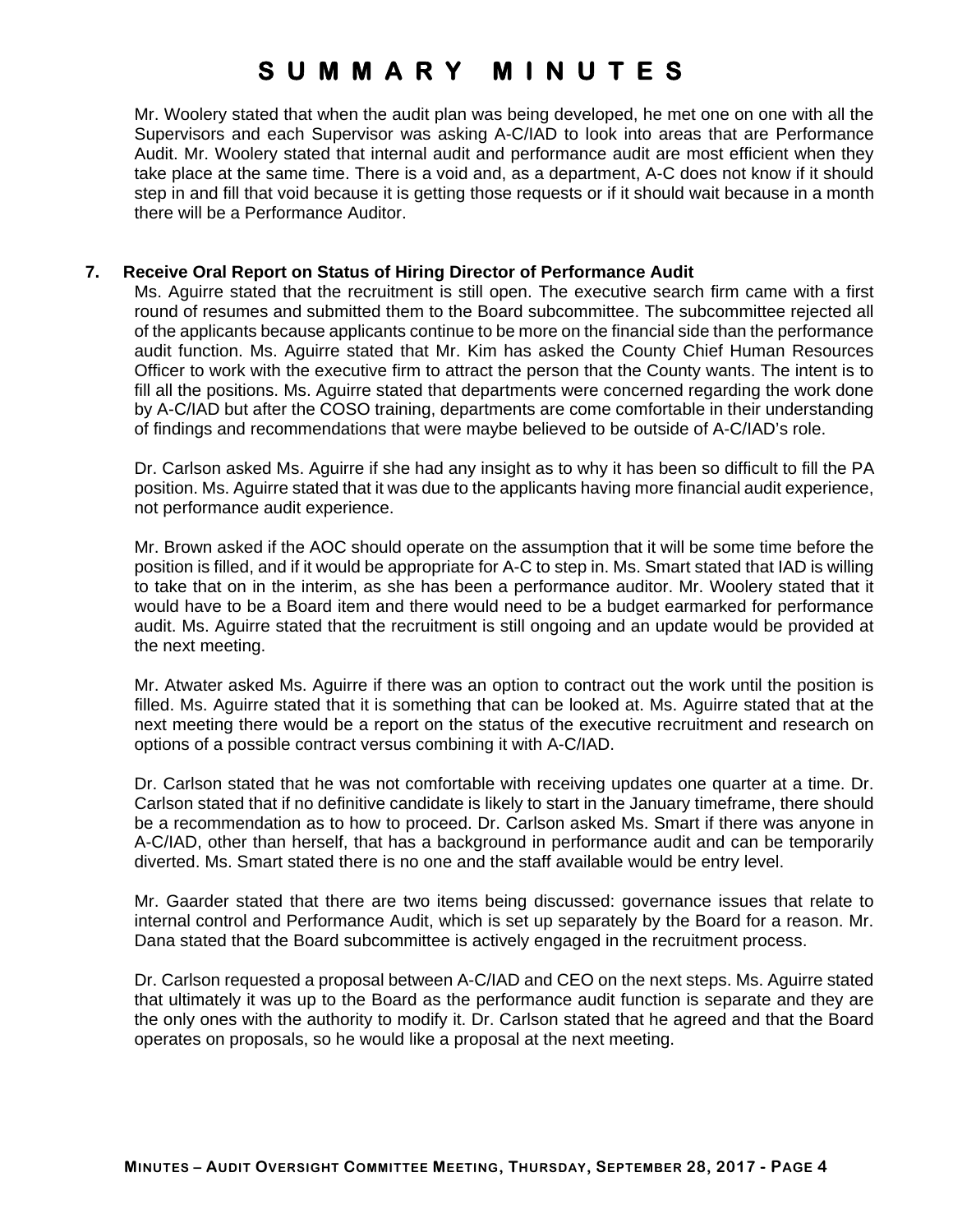Mr. Woolery stated that when the audit plan was being developed, he met one on one with all the Supervisors and each Supervisor was asking A-C/IAD to look into areas that are Performance Audit. Mr. Woolery stated that internal audit and performance audit are most efficient when they take place at the same time. There is a void and, as a department, A-C does not know if it should step in and fill that void because it is getting those requests or if it should wait because in a month there will be a Performance Auditor.

**7. Receive Oral Report on Status of Hiring Director of Performance Audit**

Ms. Aguirre stated that the recruitment is still open. The executive search firm came with a first round of resumes and submitted them to the Board subcommittee. The subcommittee rejected all of the applicants because applicants continue to be more on the financial side than the performance audit function. Ms. Aguirre stated that Mr. Kim has asked the County Chief Human Resources Officer to work with the executive firm to attract the person that the County wants. The intent is to fill all the positions. Ms. Aguirre stated that departments were concerned regarding the work done by A-C/IAD but after the COSO training, departments are come comfortable in their understanding of findings and recommendations that were maybe believed to be outside of A-C/IAD's role.

Dr. Carlson asked Ms. Aguirre if she had any insight as to why it has been so difficult to fill the PA position. Ms. Aguirre stated that it was due to the applicants having more financial audit experience, not performance audit experience.

Mr. Brown asked if the AOC should operate on the assumption that it will be some time before the position is filled, and if it would be appropriate for A-C to step in. Ms. Smart stated that IAD is willing to take that on in the interim, as she has been a performance auditor. Mr. Woolery stated that it would have to be a Board item and there would need to be a budget earmarked for performance audit. Ms. Aguirre stated that the recruitment is still ongoing and an update would be provided at the next meeting.

Mr. Atwater asked Ms. Aguirre if there was an option to contract out the work until the position is filled. Ms. Aguirre stated that it is something that can be looked at. Ms. Aguirre stated that at the next meeting there would be a report on the status of the executive recruitment and research on options of a possible contract versus combining it with A-C/IAD.

Dr. Carlson stated that he was not comfortable with receiving updates one quarter at a time. Dr. Carlson stated that if no definitive candidate is likely to start in the January timeframe, there should be a recommendation as to how to proceed. Dr. Carlson asked Ms. Smart if there was anyone in A-C/IAD, other than herself, that has a background in performance audit and can be temporarily diverted. Ms. Smart stated there is no one and the staff available would be entry level.

Mr. Gaarder stated that there are two items being discussed: governance issues that relate to internal control and Performance Audit, which is set up separately by the Board for a reason. Mr. Dana stated that the Board subcommittee is actively engaged in the recruitment process.

Dr. Carlson requested a proposal between A-C/IAD and CEO on the next steps. Ms. Aguirre stated that ultimately it was up to the Board as the performance audit function is separate and they are the only ones with the authority to modify it. Dr. Carlson stated that he agreed and that the Board operates on proposals, so he would like a proposal at the next meeting.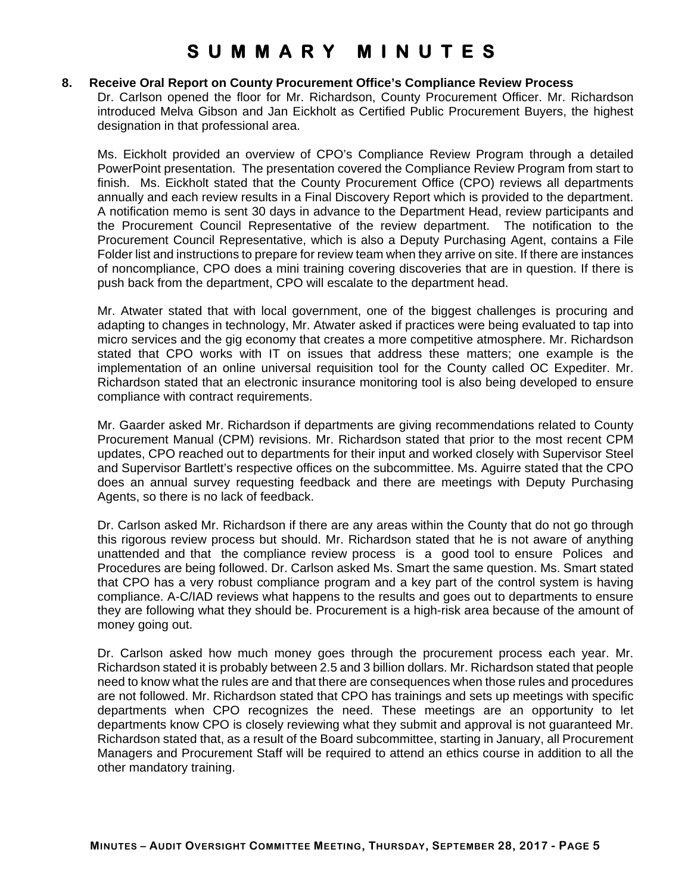# SUMMARY MINUTES

**8. Receive Oral Report on County Procurement Office's Compliance Review Process**

Dr. Carlson opened the floor for Mr. Richardson, County Procurement Officer. Mr. Richardson introduced Melva Gibson and Jan Eickholt as Certified Public Procurement Buyers, the highest designation in that professional area.

Ms. Eickholt provided an overview of CPO's Compliance Review Program through a detailed PowerPoint presentation. The presentation covered the Compliance Review Program from start to finish. Ms. Eickholt stated that the County Procurement Office (CPO) reviews all departments annually and each review results in a Final Discovery Report which is provided to the department. A notification memo is sent 30 days in advance to the Department Head, review participants and the Procurement Council Representative of the review department. The notification to the Procurement Council Representative, which is also a Deputy Purchasing Agent, contains a File Folder list and instructions to prepare for review team when they arrive on site. If there are instances of noncompliance, CPO does a mini training covering discoveries that are in question. If there is push back from the department, CPO will escalate to the department head.

Mr. Atwater stated that with local government, one of the biggest challenges is procuring and adapting to changes in technology, Mr. Atwater asked if practices were being evaluated to tap into micro services and the gig economy that creates a more competitive atmosphere. Mr. Richardson stated that CPO works with IT on issues that address these matters; one example is the implementation of an online universal requisition tool for the County called OC Expediter. Mr. Richardson stated that an electronic insurance monitoring tool is also being developed to ensure compliance with contract requirements.

Mr. Gaarder asked Mr. Richardson if departments are giving recommendations related to County Procurement Manual (CPM) revisions. Mr. Richardson stated that prior to the most recent CPM updates, CPO reached out to departments for their input and worked closely with Supervisor Steel and Supervisor Bartlett's respective offices on the subcommittee. Ms. Aguirre stated that the CPO does an annual survey requesting feedback and there are meetings with Deputy Purchasing Agents, so there is no lack of feedback.

Dr. Carlson asked Mr. Richardson if there are any areas within the County that do not go through this rigorous review process but should. Mr. Richardson stated that he is not aware of anything unattended and that the compliance review process is a good tool to ensure Polices and Procedures are being followed. Dr. Carlson asked Ms. Smart the same question. Ms. Smart stated that CPO has a very robust compliance program and a key part of the control system is having compliance. A-C/IAD reviews what happens to the results and goes out to departments to ensure they are following what they should be. Procurement is a high-risk area because of the amount of money going out.

Dr. Carlson asked how much money goes through the procurement process each year. Mr. Richardson stated it is probably between 2.5 and 3 billion dollars. Mr. Richardson stated that people need to know what the rules are and that there are consequences when those rules and procedures are not followed. Mr. Richardson stated that CPO has trainings and sets up meetings with specific departments when CPO recognizes the need. These meetings are an opportunity to let departments know CPO is closely reviewing what they submit and approval is not guaranteed Mr. Richardson stated that, as a result of the Board subcommittee, starting in January, all Procurement Managers and Procurement Staff will be required to attend an ethics course in addition to all the other mandatory training.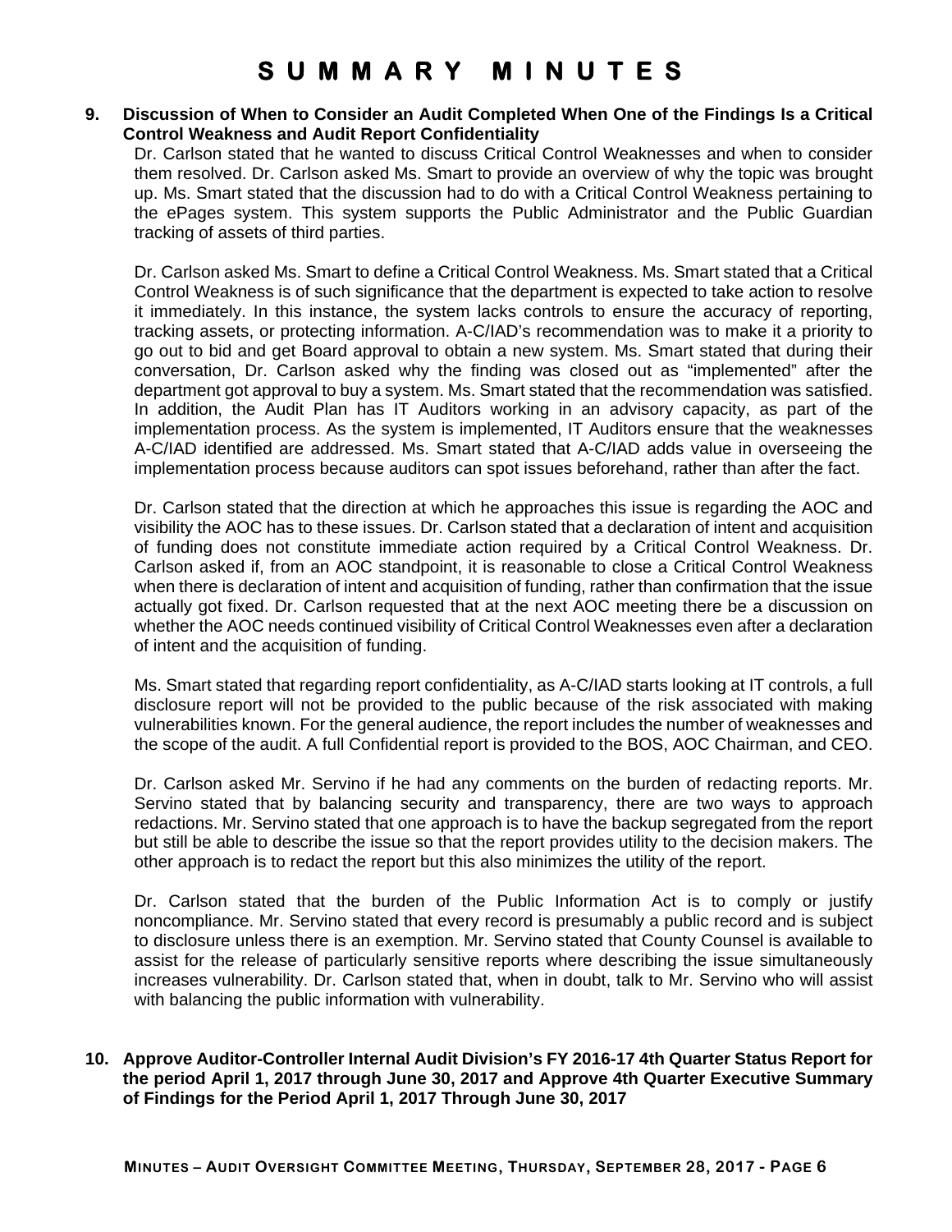# SUMMARY MINUTES

**9. Discussion of When to Consider an Audit Completed When One of the Findings Is a Critical Control Weakness and Audit Report Confidentiality**

Dr. Carlson stated that he wanted to discuss Critical Control Weaknesses and when to consider them resolved. Dr. Carlson asked Ms. Smart to provide an overview of why the topic was brought up. Ms. Smart stated that the discussion had to do with a Critical Control Weakness pertaining to the ePages system. This system supports the Public Administrator and the Public Guardian tracking of assets of third parties.

Dr. Carlson asked Ms. Smart to define a Critical Control Weakness. Ms. Smart stated that a Critical Control Weakness is of such significance that the department is expected to take action to resolve it immediately. In this instance, the system lacks controls to ensure the accuracy of reporting, tracking assets, or protecting information. A-C/IAD's recommendation was to make it a priority to go out to bid and get Board approval to obtain a new system. Ms. Smart stated that during their conversation, Dr. Carlson asked why the finding was closed out as "implemented" after the department got approval to buy a system. Ms. Smart stated that the recommendation was satisfied. In addition, the Audit Plan has IT Auditors working in an advisory capacity, as part of the implementation process. As the system is implemented, IT Auditors ensure that the weaknesses A-C/IAD identified are addressed. Ms. Smart stated that A-C/IAD adds value in overseeing the implementation process because auditors can spot issues beforehand, rather than after the fact.

Dr. Carlson stated that the direction at which he approaches this issue is regarding the AOC and visibility the AOC has to these issues. Dr. Carlson stated that a declaration of intent and acquisition of funding does not constitute immediate action required by a Critical Control Weakness. Dr. Carlson asked if, from an AOC standpoint, it is reasonable to close a Critical Control Weakness when there is declaration of intent and acquisition of funding, rather than confirmation that the issue actually got fixed. Dr. Carlson requested that at the next AOC meeting there be a discussion on whether the AOC needs continued visibility of Critical Control Weaknesses even after a declaration of intent and the acquisition of funding.

Ms. Smart stated that regarding report confidentiality, as A-C/IAD starts looking at IT controls, a full disclosure report will not be provided to the public because of the risk associated with making vulnerabilities known. For the general audience, the report includes the number of weaknesses and the scope of the audit. A full Confidential report is provided to the BOS, AOC Chairman, and CEO.

Dr. Carlson asked Mr. Servino if he had any comments on the burden of redacting reports. Mr. Servino stated that by balancing security and transparency, there are two ways to approach redactions. Mr. Servino stated that one approach is to have the backup segregated from the report but still be able to describe the issue so that the report provides utility to the decision makers. The other approach is to redact the report but this also minimizes the utility of the report.

Dr. Carlson stated that the burden of the Public Information Act is to comply or justify noncompliance. Mr. Servino stated that every record is presumably a public record and is subject to disclosure unless there is an exemption. Mr. Servino stated that County Counsel is available to assist for the release of particularly sensitive reports where describing the issue simultaneously increases vulnerability. Dr. Carlson stated that, when in doubt, talk to Mr. Servino who will assist with balancing the public information with vulnerability.

**10. Approve Auditor-Controller Internal Audit Division's FY 2016-17 4th Quarter Status Report for the period April 1, 2017 through June 30, 2017 and Approve 4th Quarter Executive Summary of Findings for the Period April 1, 2017 Through June 30, 2017**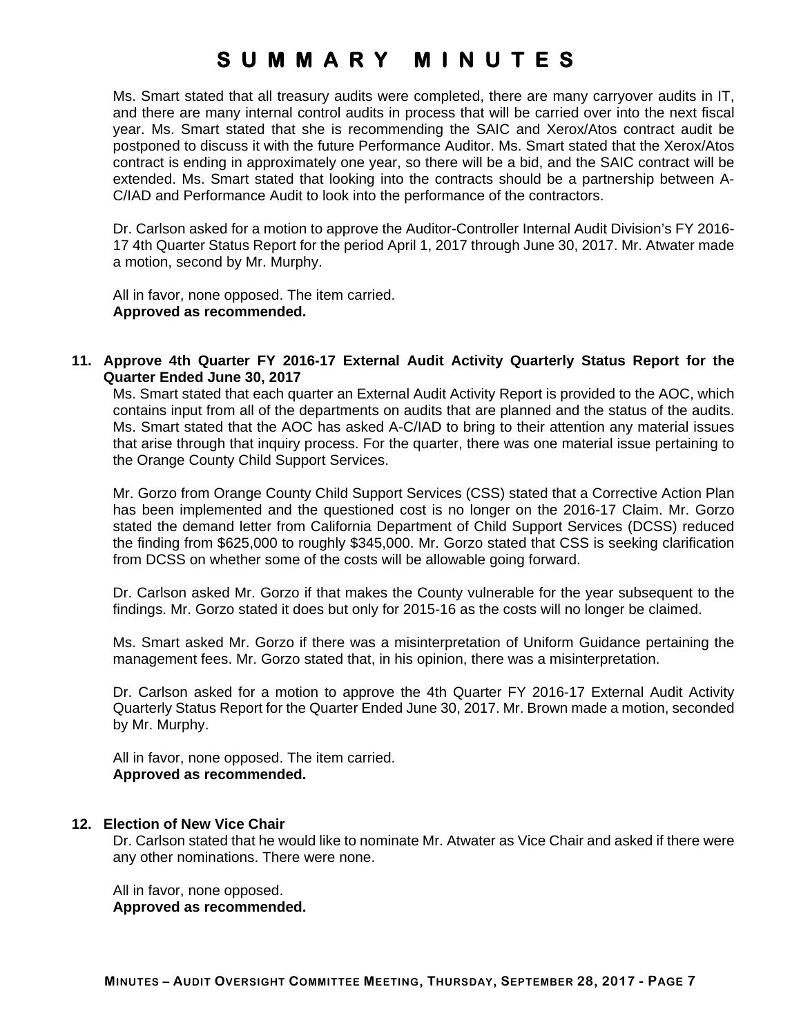# SUMMARY MINUTES

Ms. Smart stated that all treasury audits were completed, there are many carryover audits in IT, and there are many internal control audits in process that will be carried over into the next fiscal year. Ms. Smart stated that she is recommending the SAIC and Xerox/Atos contract audit be postponed to discuss it with the future Performance Auditor. Ms. Smart stated that the Xerox/Atos contract is ending in approximately one year, so there will be a bid, and the SAIC contract will be extended. Ms. Smart stated that looking into the contracts should be a partnership between A-C/IAD and Performance Audit to look into the performance of the contractors.

Dr. Carlson asked for a motion to approve the Auditor-Controller Internal Audit Division's FY 2016-17 4th Quarter Status Report for the period April 1, 2017 through June 30, 2017. Mr. Atwater made a motion, second by Mr. Murphy.

All in favor, none opposed. The item carried.
**Approved as recommended.**

**11. Approve 4th Quarter FY 2016-17 External Audit Activity Quarterly Status Report for the Quarter Ended June 30, 2017**

Ms. Smart stated that each quarter an External Audit Activity Report is provided to the AOC, which contains input from all of the departments on audits that are planned and the status of the audits. Ms. Smart stated that the AOC has asked A-C/IAD to bring to their attention any material issues that arise through that inquiry process. For the quarter, there was one material issue pertaining to the Orange County Child Support Services.

Mr. Gorzo from Orange County Child Support Services (CSS) stated that a Corrective Action Plan has been implemented and the questioned cost is no longer on the 2016-17 Claim. Mr. Gorzo stated the demand letter from California Department of Child Support Services (DCSS) reduced the finding from $625,000 to roughly $345,000. Mr. Gorzo stated that CSS is seeking clarification from DCSS on whether some of the costs will be allowable going forward.

Dr. Carlson asked Mr. Gorzo if that makes the County vulnerable for the year subsequent to the findings. Mr. Gorzo stated it does but only for 2015-16 as the costs will no longer be claimed.

Ms. Smart asked Mr. Gorzo if there was a misinterpretation of Uniform Guidance pertaining the management fees. Mr. Gorzo stated that, in his opinion, there was a misinterpretation.

Dr. Carlson asked for a motion to approve the 4th Quarter FY 2016-17 External Audit Activity Quarterly Status Report for the Quarter Ended June 30, 2017. Mr. Brown made a motion, seconded by Mr. Murphy.

All in favor, none opposed. The item carried.
**Approved as recommended.**

**12. Election of New Vice Chair**

Dr. Carlson stated that he would like to nominate Mr. Atwater as Vice Chair and asked if there were any other nominations. There were none.

All in favor, none opposed.
**Approved as recommended.**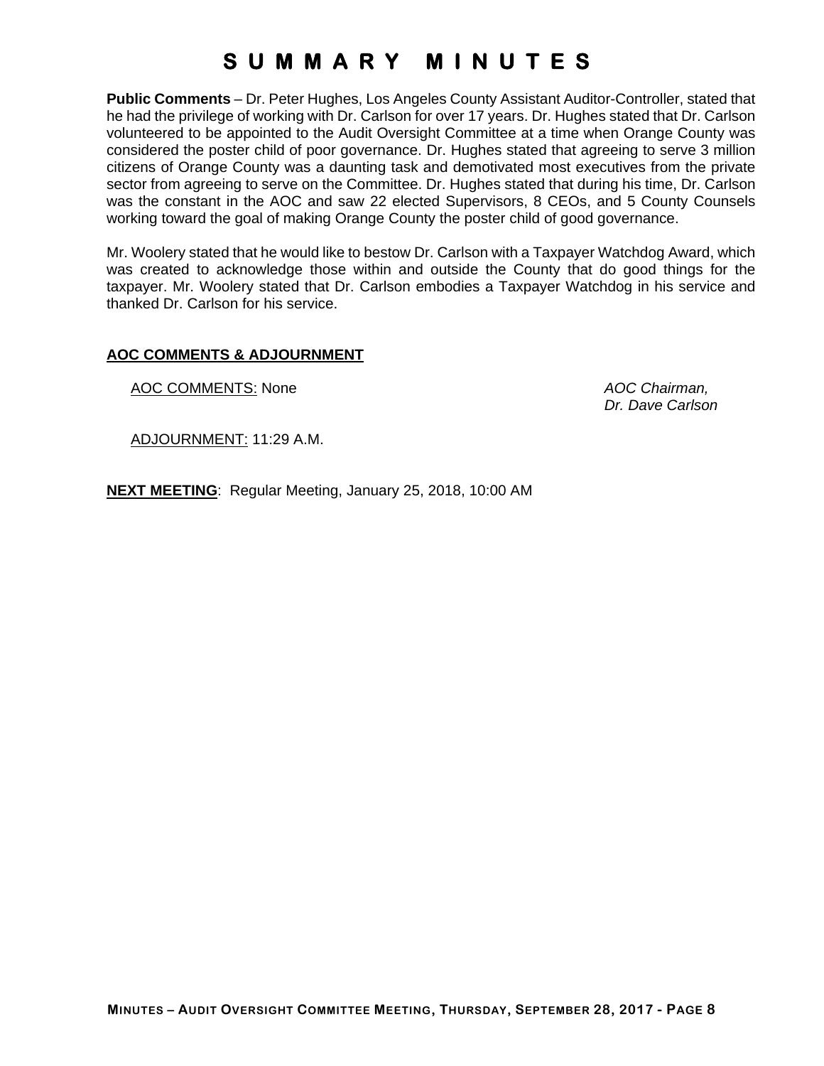# SUMMARY MINUTES

**Public Comments** – Dr. Peter Hughes, Los Angeles County Assistant Auditor-Controller, stated that he had the privilege of working with Dr. Carlson for over 17 years. Dr. Hughes stated that Dr. Carlson volunteered to be appointed to the Audit Oversight Committee at a time when Orange County was considered the poster child of poor governance. Dr. Hughes stated that agreeing to serve 3 million citizens of Orange County was a daunting task and demotivated most executives from the private sector from agreeing to serve on the Committee. Dr. Hughes stated that during his time, Dr. Carlson was the constant in the AOC and saw 22 elected Supervisors, 8 CEOs, and 5 County Counsels working toward the goal of making Orange County the poster child of good governance.

Mr. Woolery stated that he would like to bestow Dr. Carlson with a Taxpayer Watchdog Award, which was created to acknowledge those within and outside the County that do good things for the taxpayer. Mr. Woolery stated that Dr. Carlson embodies a Taxpayer Watchdog in his service and thanked Dr. Carlson for his service.

## AOC COMMENTS & ADJOURNMENT

AOC COMMENTS: None

*AOC Chairman,*
*Dr. Dave Carlson*

ADJOURNMENT: 11:29 A.M.

**NEXT MEETING**: Regular Meeting, January 25, 2018, 10:00 AM